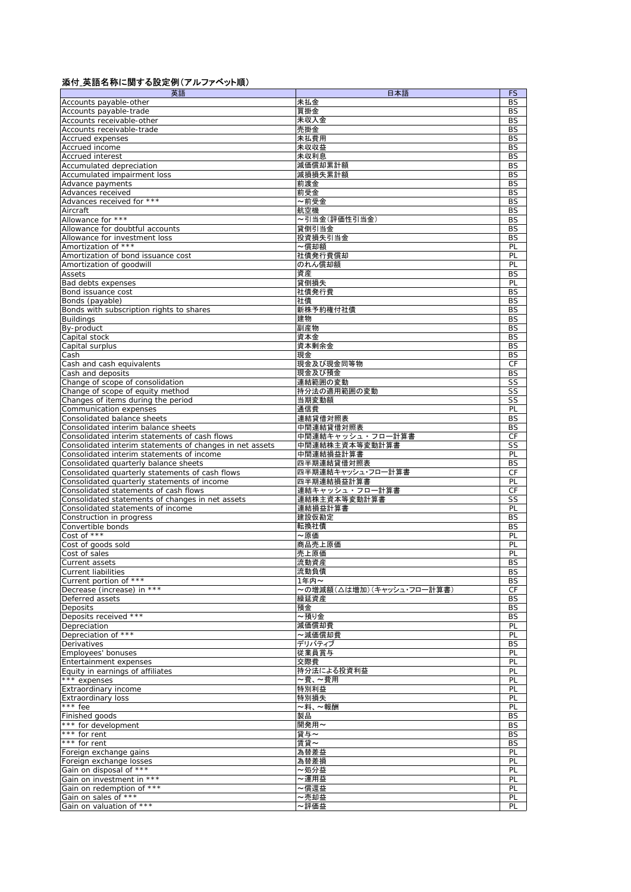### 添付_英語名称に関する設定例(アルファベット順)

| 英語 | 日本語 | FS |
|---|---|---|
| Accounts payable-other | 未払金 | BS |
| Accounts payable-trade | 買掛金 | BS |
| Accounts receivable-other | 未収入金 | BS |
| Accounts receivable-trade | 売掛金 | BS |
| Accrued expenses | 未払費用 | BS |
| Accrued income | 未収収益 | BS |
| Accrued interest | 未収利息 | BS |
| Accumulated depreciation | 減価償却累計額 | BS |
| Accumulated impairment loss | 減損損失累計額 | BS |
| Advance payments | 前渡金 | BS |
| Advances received | 前受金 | BS |
| Advances received for *** | ～前受金 | BS |
| Aircraft | 航空機 | BS |
| Allowance for *** | ～引当金(評価性引当金) | BS |
| Allowance for doubtful accounts | 貸倒引当金 | BS |
| Allowance for investment loss | 投資損失引当金 | BS |
| Amortization of *** | ～償却額 | PL |
| Amortization of bond issuance cost | 社債発行費償却 | PL |
| Amortization of goodwill | のれん償却額 | PL |
| Assets | 資産 | BS |
| Bad debts expenses | 貸倒損失 | PL |
| Bond issuance cost | 社債発行費 | BS |
| Bonds (payable) | 社債 | BS |
| Bonds with subscription rights to shares | 新株予約権付社債 | BS |
| Buildings | 建物 | BS |
| By-product | 副産物 | BS |
| Capital stock | 資本金 | BS |
| Capital surplus | 資本剰余金 | BS |
| Cash | 現金 | BS |
| Cash and cash equivalents | 現金及び現金同等物 | CF |
| Cash and deposits | 現金及び預金 | BS |
| Change of scope of consolidation | 連結範囲の変動 | SS |
| Change of scope of equity method | 持分法の適用範囲の変動 | SS |
| Changes of items during the period | 当期変動額 | SS |
| Communication expenses | 通信費 | PL |
| Consolidated balance sheets | 連結貸借対照表 | BS |
| Consolidated interim balance sheets | 中間連結貸借対照表 | BS |
| Consolidated interim statements of cash flows | 中間連結キャッシュ・フロー計算書 | CF |
| Consolidated interim statements of changes in net assets | 中間連結株主資本等変動計算書 | SS |
| Consolidated interim statements of income | 中間連結損益計算書 | PL |
| Consolidated quarterly balance sheets | 四半期連結貸借対照表 | BS |
| Consolidated quarterly statements of cash flows | 四半期連結キャッシュ･フロー計算書 | CF |
| Consolidated quarterly statements of income | 四半期連結損益計算書 | PL |
| Consolidated statements of cash flows | 連結キャッシュ・フロー計算書 | CF |
| Consolidated statements of changes in net assets | 連結株主資本等変動計算書 | SS |
| Consolidated statements of income | 連結損益計算書 | PL |
| Construction in progress | 建設仮勘定 | BS |
| Convertible bonds | 転換社債 | BS |
| Cost of *** | ～原価 | PL |
| Cost of goods sold | 商品売上原価 | PL |
| Cost of sales | 売上原価 | PL |
| Current assets | 流動資産 | BS |
| Current liabilities | 流動負債 | BS |
| Current portion of *** | 1年内～ | BS |
| Decrease (increase) in *** | ～の増減額(△は増加)(キャッシュ･フロー計算書) | CF |
| Deferred assets | 繰延資産 | BS |
| Deposits | 預金 | BS |
| Deposits received *** | ～預り金 | BS |
| Depreciation | 減価償却費 | PL |
| Depreciation of *** | ～減価償却費 | PL |
| Derivatives | デリバティブ | BS |
| Employees' bonuses | 従業員賞与 | PL |
| Entertainment expenses | 交際費 | PL |
| Equity in earnings of affiliates | 持分法による投資利益 | PL |
| *** expenses | ～費、～費用 | PL |
| Extraordinary income | 特別利益 | PL |
| Extraordinary loss | 特別損失 | PL |
| *** fee | ～料、～報酬 | PL |
| Finished goods | 製品 | BS |
| *** for development | 開発用～ | BS |
| *** for rent | 貸与～ | BS |
| *** for rent | 賃貸～ | BS |
| Foreign exchange gains | 為替差益 | PL |
| Foreign exchange losses | 為替差損 | PL |
| Gain on disposal of *** | ～処分益 | PL |
| Gain on investment in *** | ～運用益 | PL |
| Gain on redemption of *** | ～償還益 | PL |
| Gain on sales of *** | ～売却益 | PL |
| Gain on valuation of *** | ～評価益 | PL |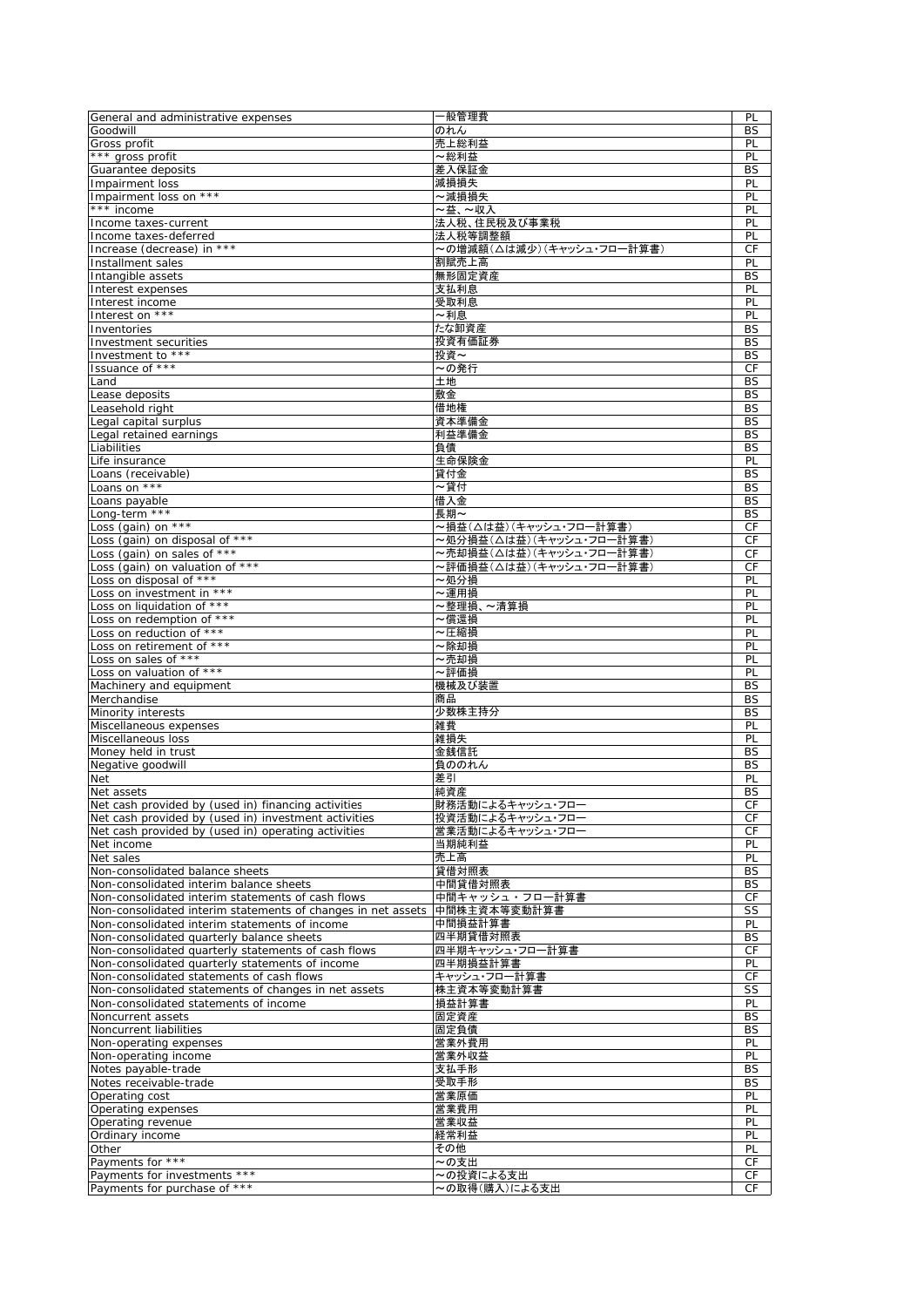| | | |
|---|---|---|
| General and administrative expenses | 一般管理費 | PL |
| Goodwill | のれん | BS |
| Gross profit | 売上総利益 | PL |
| *** gross profit | ～総利益 | PL |
| Guarantee deposits | 差入保証金 | BS |
| Impairment loss | 減損損失 | PL |
| Impairment loss on *** | ～減損損失 | PL |
| *** income | ～益、～収入 | PL |
| Income taxes-current | 法人税、住民税及び事業税 | PL |
| Income taxes-deferred | 法人税等調整額 | PL |
| Increase (decrease) in *** | ～の増減額（△は減少）（キャッシュ・フロー計算書） | CF |
| Installment sales | 割賦売上高 | PL |
| Intangible assets | 無形固定資産 | BS |
| Interest expenses | 支払利息 | PL |
| Interest income | 受取利息 | PL |
| Interest on *** | ～利息 | PL |
| Inventories | たな卸資産 | BS |
| Investment securities | 投資有価証券 | BS |
| Investment to *** | 投資～ | BS |
| Issuance of *** | ～の発行 | CF |
| Land | 土地 | BS |
| Lease deposits | 敷金 | BS |
| Leasehold right | 借地権 | BS |
| Legal capital surplus | 資本準備金 | BS |
| Legal retained earnings | 利益準備金 | BS |
| Liabilities | 負債 | BS |
| Life insurance | 生命保険金 | PL |
| Loans (receivable) | 貸付金 | BS |
| Loans on *** | ～貸付 | BS |
| Loans payable | 借入金 | BS |
| Long-term *** | 長期～ | BS |
| Loss (gain) on *** | ～損益（△は益）（キャッシュ・フロー計算書） | CF |
| Loss (gain) on disposal of *** | ～処分損益（△は益）（キャッシュ・フロー計算書） | CF |
| Loss (gain) on sales of *** | ～売却損益（△は益）（キャッシュ・フロー計算書） | CF |
| Loss (gain) on valuation of *** | ～評価損益（△は益）（キャッシュ・フロー計算書） | CF |
| Loss on disposal of *** | ～処分損 | PL |
| Loss on investment in *** | ～運用損 | PL |
| Loss on liquidation of *** | ～整理損、～清算損 | PL |
| Loss on redemption of *** | ～償還損 | PL |
| Loss on reduction of *** | ～圧縮損 | PL |
| Loss on retirement of *** | ～除却損 | PL |
| Loss on sales of *** | ～売却損 | PL |
| Loss on valuation of *** | ～評価損 | PL |
| Machinery and equipment | 機械及び装置 | BS |
| Merchandise | 商品 | BS |
| Minority interests | 少数株主持分 | BS |
| Miscellaneous expenses | 雑費 | PL |
| Miscellaneous loss | 雑損失 | PL |
| Money held in trust | 金銭信託 | BS |
| Negative goodwill | 負ののれん | BS |
| Net | 差引 | PL |
| Net assets | 純資産 | BS |
| Net cash provided by (used in) financing activities | 財務活動によるキャッシュ・フロー | CF |
| Net cash provided by (used in) investment activities | 投資活動によるキャッシュ・フロー | CF |
| Net cash provided by (used in) operating activities | 営業活動によるキャッシュ・フロー | CF |
| Net income | 当期純利益 | PL |
| Net sales | 売上高 | PL |
| Non-consolidated balance sheets | 貸借対照表 | BS |
| Non-consolidated interim balance sheets | 中間貸借対照表 | BS |
| Non-consolidated interim statements of cash flows | 中間キャッシュ・フロー計算書 | CF |
| Non-consolidated interim statements of changes in net assets | 中間株主資本等変動計算書 | SS |
| Non-consolidated interim statements of income | 中間損益計算書 | PL |
| Non-consolidated quarterly balance sheets | 四半期貸借対照表 | BS |
| Non-consolidated quarterly statements of cash flows | 四半期キャッシュ・フロー計算書 | CF |
| Non-consolidated quarterly statements of income | 四半期損益計算書 | PL |
| Non-consolidated statements of cash flows | キャッシュ・フロー計算書 | CF |
| Non-consolidated statements of changes in net assets | 株主資本等変動計算書 | SS |
| Non-consolidated statements of income | 損益計算書 | PL |
| Noncurrent assets | 固定資産 | BS |
| Noncurrent liabilities | 固定負債 | BS |
| Non-operating expenses | 営業外費用 | PL |
| Non-operating income | 営業外収益 | PL |
| Notes payable-trade | 支払手形 | BS |
| Notes receivable-trade | 受取手形 | BS |
| Operating cost | 営業原価 | PL |
| Operating expenses | 営業費用 | PL |
| Operating revenue | 営業収益 | PL |
| Ordinary income | 経常利益 | PL |
| Other | その他 | PL |
| Payments for *** | ～の支出 | CF |
| Payments for investments *** | ～の投資による支出 | CF |
| Payments for purchase of *** | ～の取得（購入）による支出 | CF |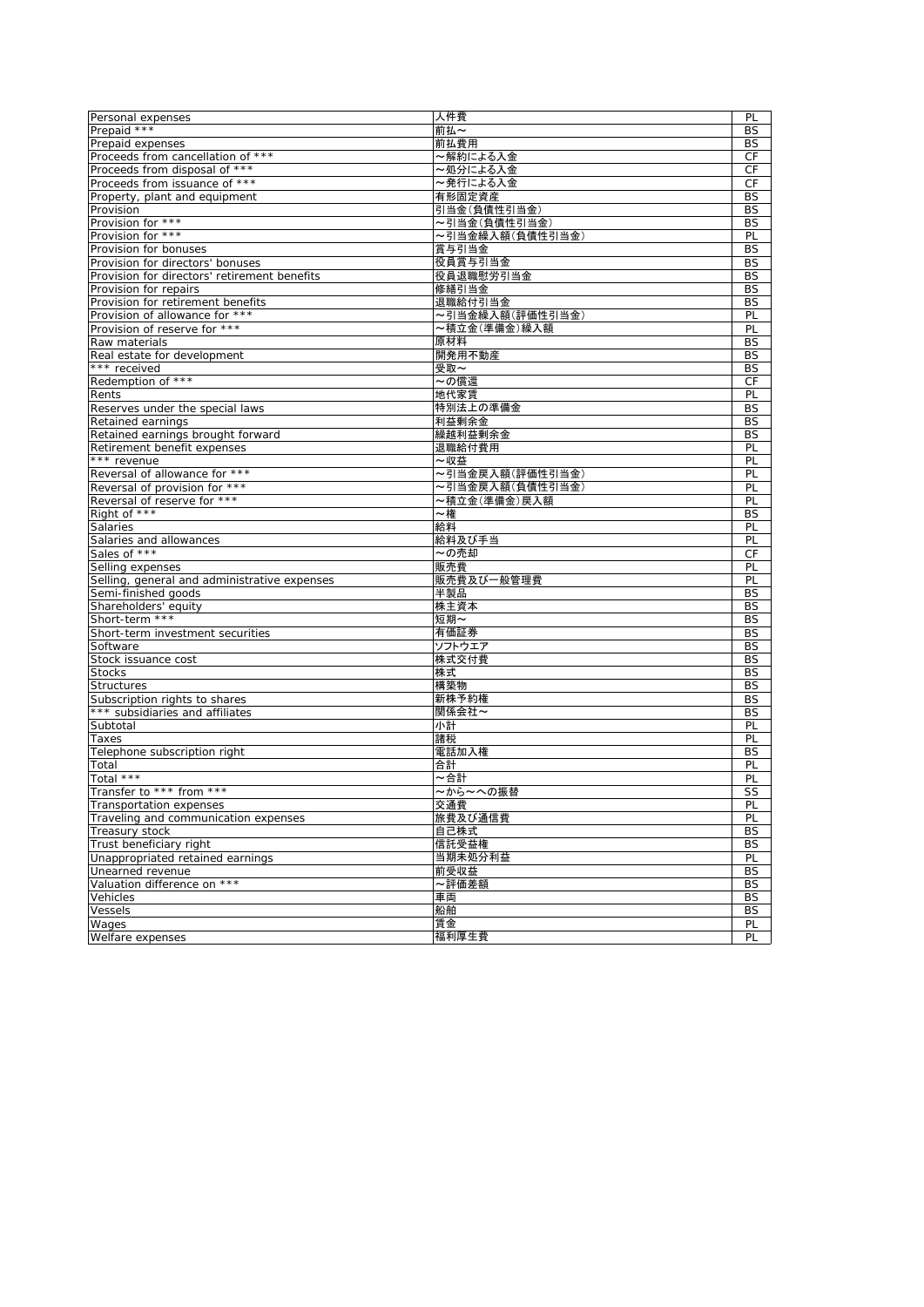| | | |
|---|---|---|
| Personal expenses | 人件費 | PL |
| Prepaid *** | 前払～ | BS |
| Prepaid expenses | 前払費用 | BS |
| Proceeds from cancellation of *** | ～解約による入金 | CF |
| Proceeds from disposal of *** | ～処分による入金 | CF |
| Proceeds from issuance of *** | ～発行による入金 | CF |
| Property, plant and equipment | 有形固定資産 | BS |
| Provision | 引当金(負債性引当金) | BS |
| Provision for *** | ～引当金(負債性引当金) | BS |
| Provision for *** | ～引当金繰入額(負債性引当金) | PL |
| Provision for bonuses | 賞与引当金 | BS |
| Provision for directors' bonuses | 役員賞与引当金 | BS |
| Provision for directors' retirement benefits | 役員退職慰労引当金 | BS |
| Provision for repairs | 修繕引当金 | BS |
| Provision for retirement benefits | 退職給付引当金 | BS |
| Provision of allowance for *** | ～引当金繰入額(評価性引当金) | PL |
| Provision of reserve for *** | ～積立金(準備金)繰入額 | PL |
| Raw materials | 原材料 | BS |
| Real estate for development | 開発用不動産 | BS |
| *** received | 受取～ | BS |
| Redemption of *** | ～の償還 | CF |
| Rents | 地代家賃 | PL |
| Reserves under the special laws | 特別法上の準備金 | BS |
| Retained earnings | 利益剰余金 | BS |
| Retained earnings brought forward | 繰越利益剰余金 | BS |
| Retirement benefit expenses | 退職給付費用 | PL |
| *** revenue | ～収益 | PL |
| Reversal of allowance for *** | ～引当金戻入額(評価性引当金) | PL |
| Reversal of provision for *** | ～引当金戻入額(負債性引当金) | PL |
| Reversal of reserve for *** | ～積立金(準備金)戻入額 | PL |
| Right of *** | ～権 | BS |
| Salaries | 給料 | PL |
| Salaries and allowances | 給料及び手当 | PL |
| Sales of *** | ～の売却 | CF |
| Selling expenses | 販売費 | PL |
| Selling, general and administrative expenses | 販売費及び一般管理費 | PL |
| Semi-finished goods | 半製品 | BS |
| Shareholders' equity | 株主資本 | BS |
| Short-term *** | 短期～ | BS |
| Short-term investment securities | 有価証券 | BS |
| Software | ソフトウエア | BS |
| Stock issuance cost | 株式交付費 | BS |
| Stocks | 株式 | BS |
| Structures | 構築物 | BS |
| Subscription rights to shares | 新株予約権 | BS |
| *** subsidiaries and affiliates | 関係会社～ | BS |
| Subtotal | 小計 | PL |
| Taxes | 諸税 | PL |
| Telephone subscription right | 電話加入権 | BS |
| Total | 合計 | PL |
| Total *** | ～合計 | PL |
| Transfer to *** from *** | ～から～への振替 | SS |
| Transportation expenses | 交通費 | PL |
| Traveling and communication expenses | 旅費及び通信費 | PL |
| Treasury stock | 自己株式 | BS |
| Trust beneficiary right | 信託受益権 | BS |
| Unappropriated retained earnings | 当期未処分利益 | PL |
| Unearned revenue | 前受収益 | BS |
| Valuation difference on *** | ～評価差額 | BS |
| Vehicles | 車両 | BS |
| Vessels | 船舶 | BS |
| Wages | 賃金 | PL |
| Welfare expenses | 福利厚生費 | PL |